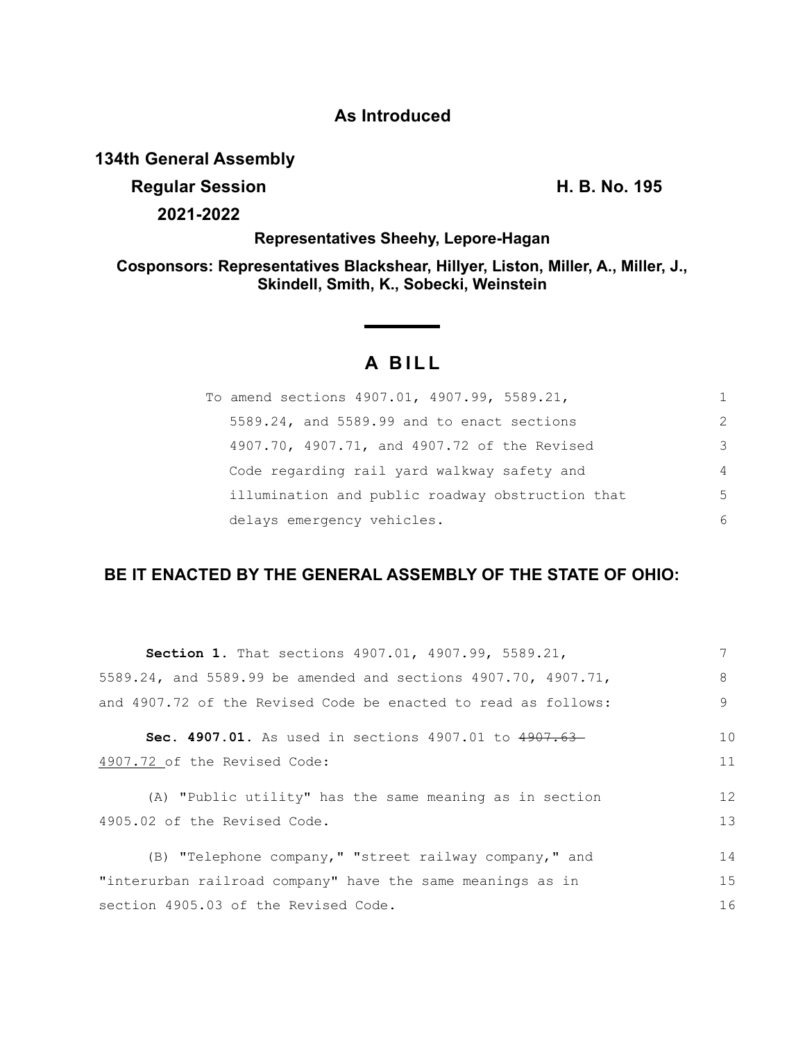**As Introduced**

**134th General Assembly**

**Regular Session** **H. B. No. 195**

**2021-2022**

**Representatives Sheehy, Lepore-Hagan**

**Cosponsors: Representatives Blackshear, Hillyer, Liston, Miller, A., Miller, J., Skindell, Smith, K., Sobecki, Weinstein**

# A BILL

To amend sections 4907.01, 4907.99, 5589.21, 5589.24, and 5589.99 and to enact sections 4907.70, 4907.71, and 4907.72 of the Revised Code regarding rail yard walkway safety and illumination and public roadway obstruction that delays emergency vehicles.

## BE IT ENACTED BY THE GENERAL ASSEMBLY OF THE STATE OF OHIO:

**Section 1.** That sections 4907.01, 4907.99, 5589.21, 5589.24, and 5589.99 be amended and sections 4907.70, 4907.71, and 4907.72 of the Revised Code be enacted to read as follows:

**Sec. 4907.01.** As used in sections 4907.01 to ~~4907.63~~ 4907.72 of the Revised Code:

(A) "Public utility" has the same meaning as in section 4905.02 of the Revised Code.

(B) "Telephone company," "street railway company," and "interurban railroad company" have the same meanings as in section 4905.03 of the Revised Code.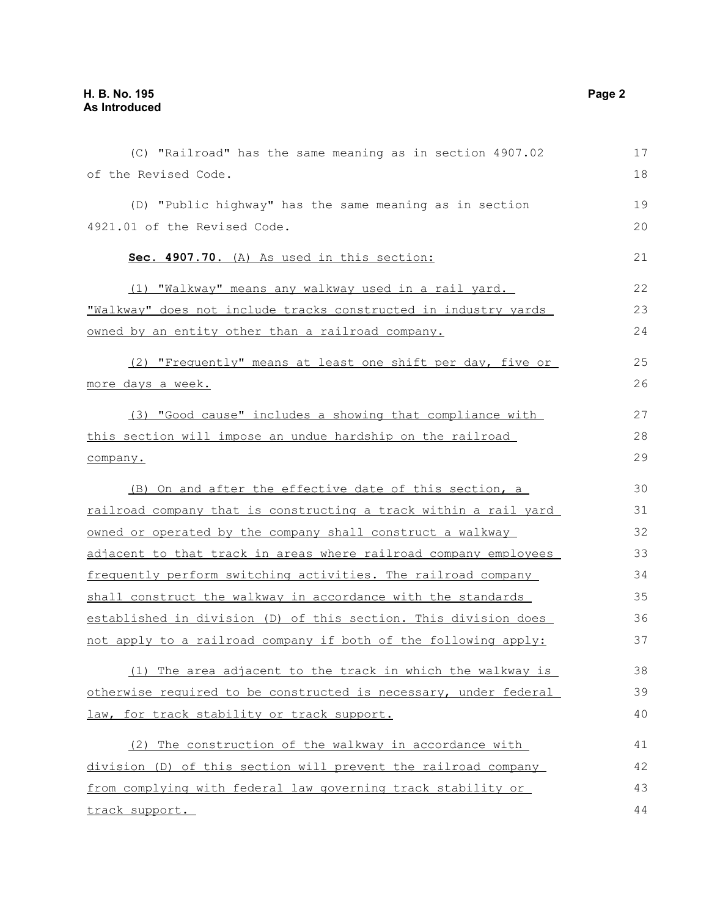(C) "Railroad" has the same meaning as in section 4907.02 of the Revised Code.

(D) "Public highway" has the same meaning as in section 4921.01 of the Revised Code.

**Sec. 4907.70.** (A) As used in this section:

(1) "Walkway" means any walkway used in a rail yard. "Walkway" does not include tracks constructed in industry yards owned by an entity other than a railroad company.

(2) "Frequently" means at least one shift per day, five or more days a week.

(3) "Good cause" includes a showing that compliance with this section will impose an undue hardship on the railroad company.

(B) On and after the effective date of this section, a railroad company that is constructing a track within a rail yard owned or operated by the company shall construct a walkway adjacent to that track in areas where railroad company employees frequently perform switching activities. The railroad company shall construct the walkway in accordance with the standards established in division (D) of this section. This division does not apply to a railroad company if both of the following apply:

(1) The area adjacent to the track in which the walkway is otherwise required to be constructed is necessary, under federal law, for track stability or track support.

(2) The construction of the walkway in accordance with division (D) of this section will prevent the railroad company from complying with federal law governing track stability or track support.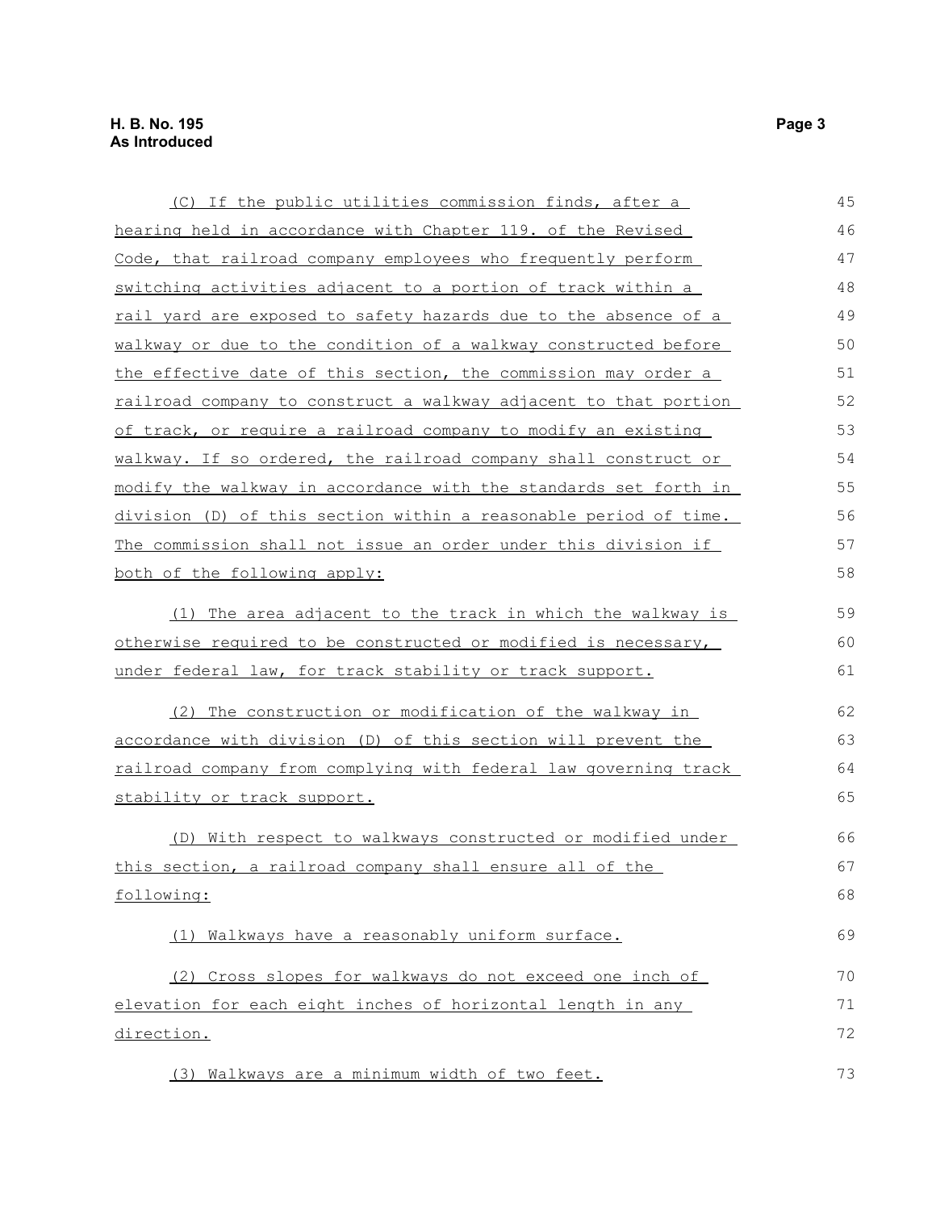(C) If the public utilities commission finds, after a hearing held in accordance with Chapter 119. of the Revised Code, that railroad company employees who frequently perform switching activities adjacent to a portion of track within a rail yard are exposed to safety hazards due to the absence of a walkway or due to the condition of a walkway constructed before the effective date of this section, the commission may order a railroad company to construct a walkway adjacent to that portion of track, or require a railroad company to modify an existing walkway. If so ordered, the railroad company shall construct or modify the walkway in accordance with the standards set forth in division (D) of this section within a reasonable period of time. The commission shall not issue an order under this division if both of the following apply:

(1) The area adjacent to the track in which the walkway is otherwise required to be constructed or modified is necessary, under federal law, for track stability or track support.

(2) The construction or modification of the walkway in accordance with division (D) of this section will prevent the railroad company from complying with federal law governing track stability or track support.

(D) With respect to walkways constructed or modified under this section, a railroad company shall ensure all of the following:

(1) Walkways have a reasonably uniform surface.

(2) Cross slopes for walkways do not exceed one inch of elevation for each eight inches of horizontal length in any direction.

(3) Walkways are a minimum width of two feet.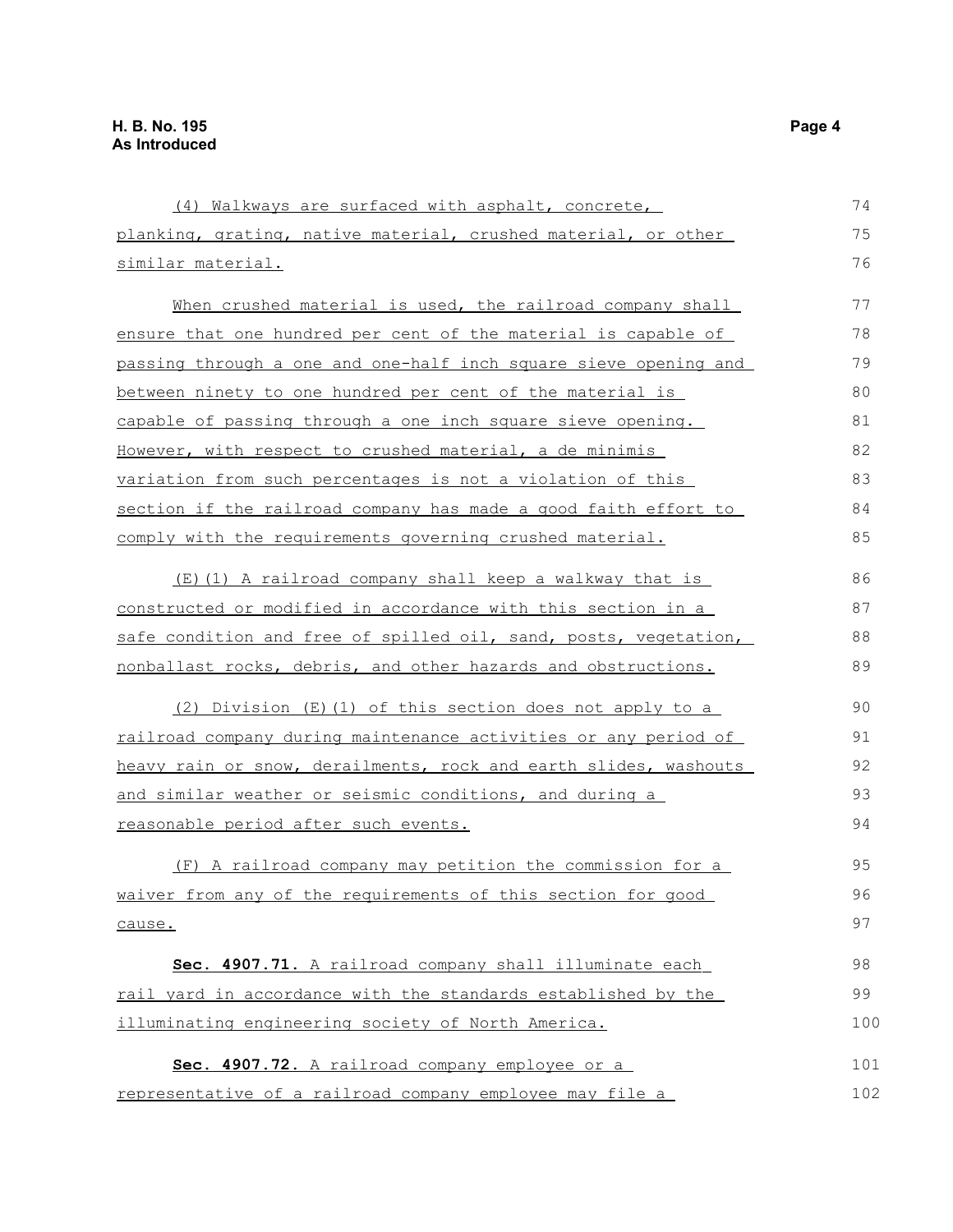(4) Walkways are surfaced with asphalt, concrete, planking, grating, native material, crushed material, or other similar material.

When crushed material is used, the railroad company shall ensure that one hundred per cent of the material is capable of passing through a one and one-half inch square sieve opening and between ninety to one hundred per cent of the material is capable of passing through a one inch square sieve opening. However, with respect to crushed material, a de minimis variation from such percentages is not a violation of this section if the railroad company has made a good faith effort to comply with the requirements governing crushed material.

(E)(1) A railroad company shall keep a walkway that is constructed or modified in accordance with this section in a safe condition and free of spilled oil, sand, posts, vegetation, nonballast rocks, debris, and other hazards and obstructions.

(2) Division (E)(1) of this section does not apply to a railroad company during maintenance activities or any period of heavy rain or snow, derailments, rock and earth slides, washouts and similar weather or seismic conditions, and during a reasonable period after such events.

(F) A railroad company may petition the commission for a waiver from any of the requirements of this section for good cause.

**Sec. 4907.71.** A railroad company shall illuminate each rail yard in accordance with the standards established by the illuminating engineering society of North America.

**Sec. 4907.72.** A railroad company employee or a representative of a railroad company employee may file a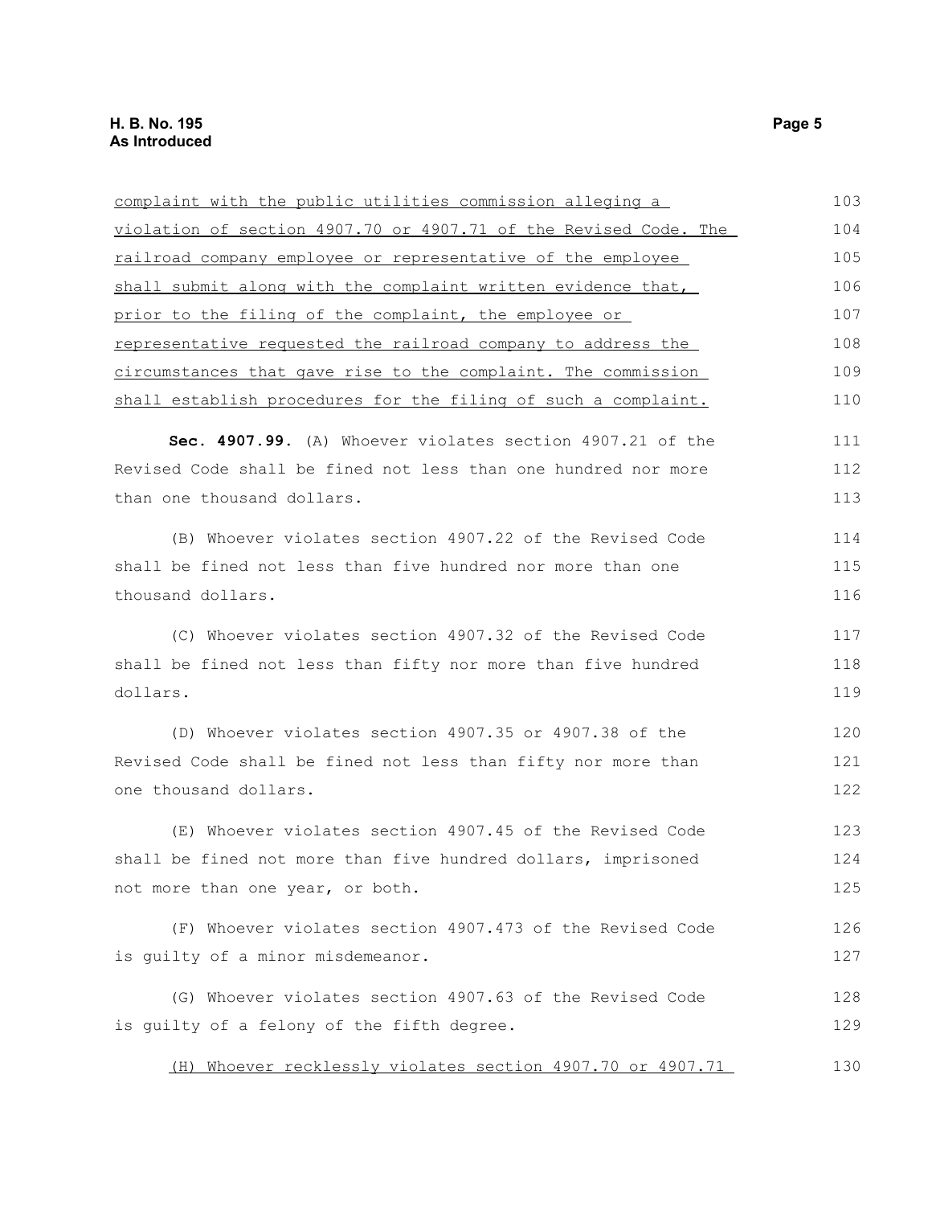complaint with the public utilities commission alleging a violation of section 4907.70 or 4907.71 of the Revised Code. The railroad company employee or representative of the employee shall submit along with the complaint written evidence that, prior to the filing of the complaint, the employee or representative requested the railroad company to address the circumstances that gave rise to the complaint. The commission shall establish procedures for the filing of such a complaint.

**Sec. 4907.99.** (A) Whoever violates section 4907.21 of the Revised Code shall be fined not less than one hundred nor more than one thousand dollars.

(B) Whoever violates section 4907.22 of the Revised Code shall be fined not less than five hundred nor more than one thousand dollars.

(C) Whoever violates section 4907.32 of the Revised Code shall be fined not less than fifty nor more than five hundred dollars.

(D) Whoever violates section 4907.35 or 4907.38 of the Revised Code shall be fined not less than fifty nor more than one thousand dollars.

(E) Whoever violates section 4907.45 of the Revised Code shall be fined not more than five hundred dollars, imprisoned not more than one year, or both.

(F) Whoever violates section 4907.473 of the Revised Code is guilty of a minor misdemeanor.

(G) Whoever violates section 4907.63 of the Revised Code is guilty of a felony of the fifth degree.

(H) Whoever recklessly violates section 4907.70 or 4907.71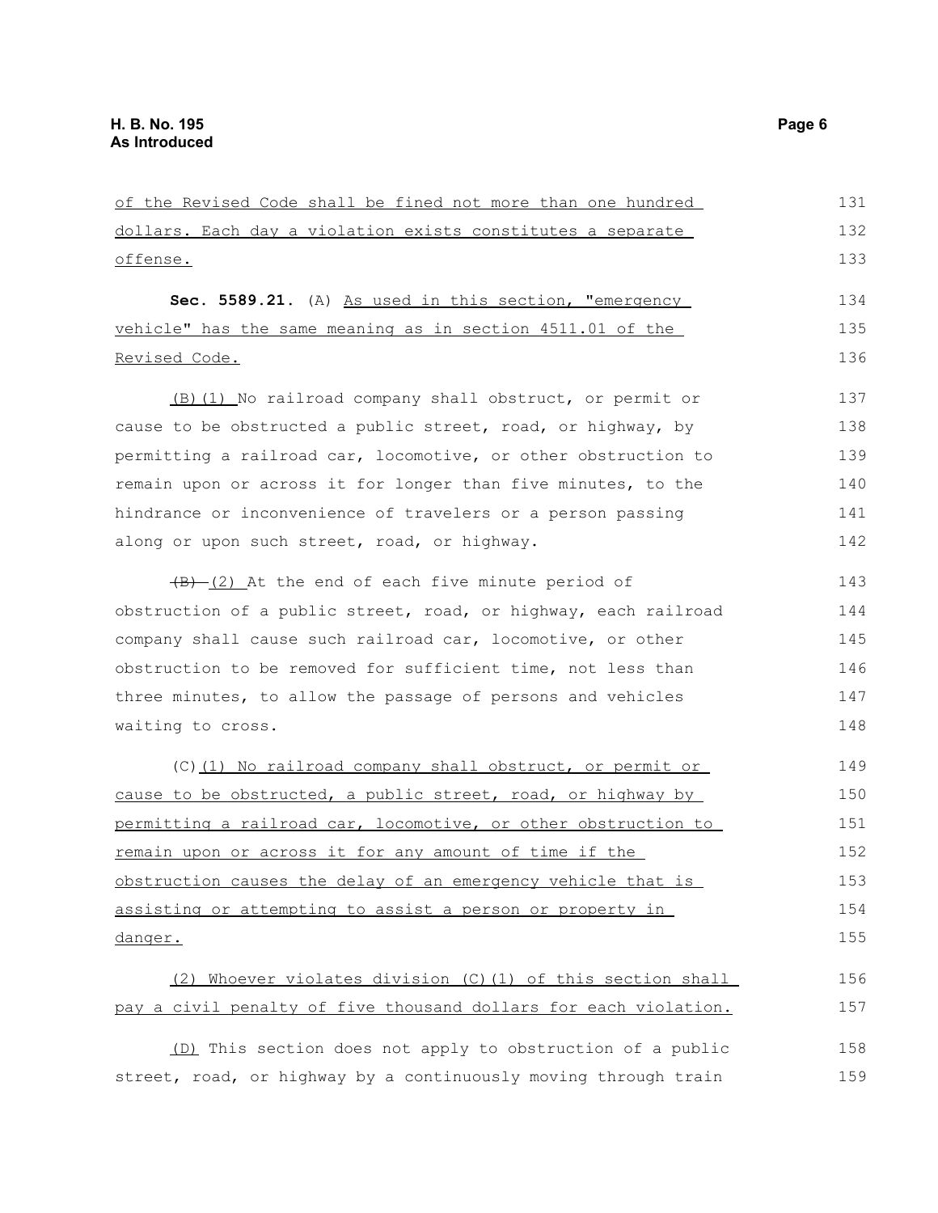of the Revised Code shall be fined not more than one hundred dollars. Each day a violation exists constitutes a separate offense.

**Sec. 5589.21.** (A) As used in this section, "emergency vehicle" has the same meaning as in section 4511.01 of the Revised Code.

(B)(1) No railroad company shall obstruct, or permit or cause to be obstructed a public street, road, or highway, by permitting a railroad car, locomotive, or other obstruction to remain upon or across it for longer than five minutes, to the hindrance or inconvenience of travelers or a person passing along or upon such street, road, or highway.

~~(B)~~ (2) At the end of each five minute period of obstruction of a public street, road, or highway, each railroad company shall cause such railroad car, locomotive, or other obstruction to be removed for sufficient time, not less than three minutes, to allow the passage of persons and vehicles waiting to cross.

(C)(1) No railroad company shall obstruct, or permit or cause to be obstructed, a public street, road, or highway by permitting a railroad car, locomotive, or other obstruction to remain upon or across it for any amount of time if the obstruction causes the delay of an emergency vehicle that is assisting or attempting to assist a person or property in danger.

(2) Whoever violates division (C)(1) of this section shall pay a civil penalty of five thousand dollars for each violation.

(D) This section does not apply to obstruction of a public street, road, or highway by a continuously moving through train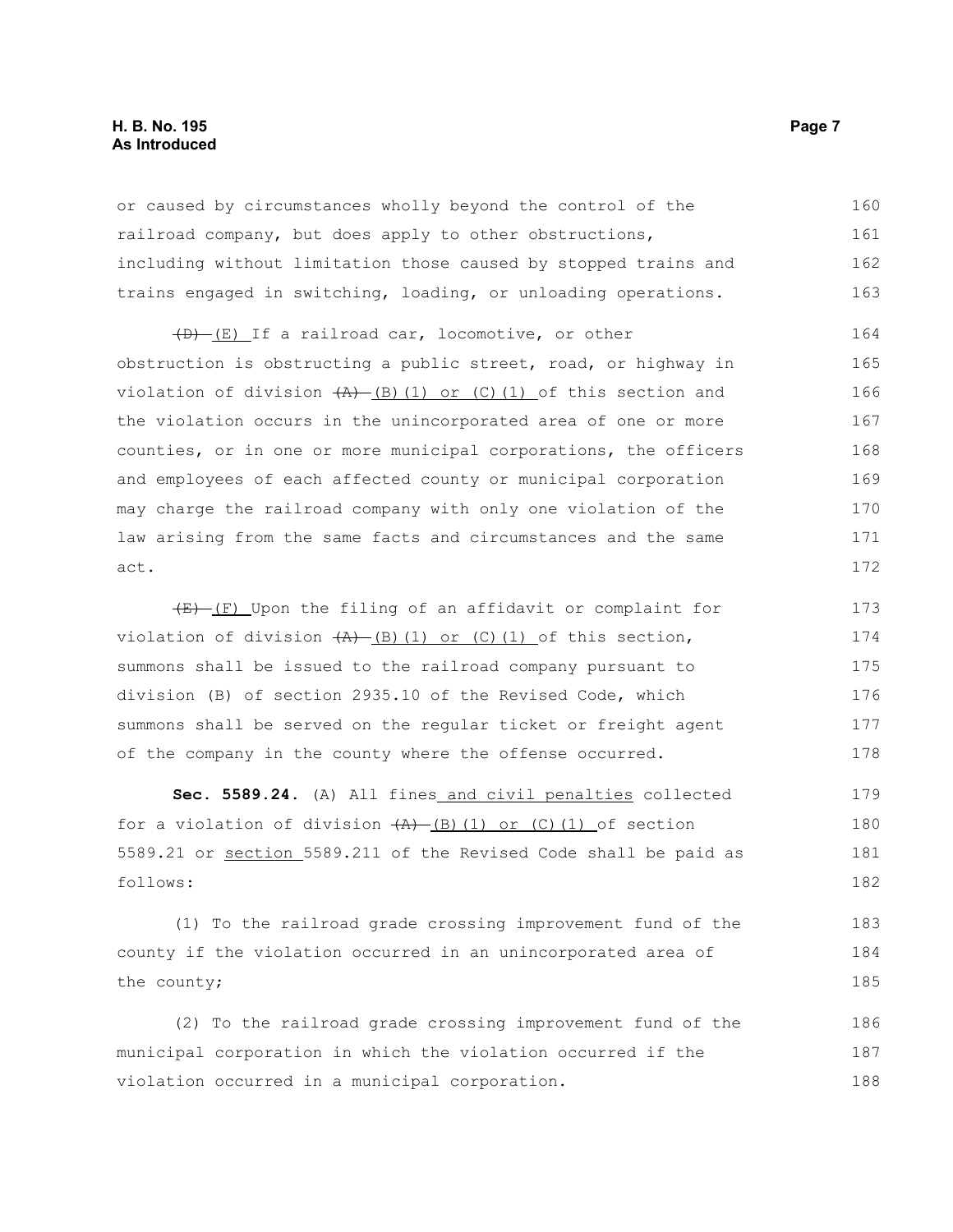or caused by circumstances wholly beyond the control of the railroad company, but does apply to other obstructions, including without limitation those caused by stopped trains and trains engaged in switching, loading, or unloading operations.

~~(D)~~ (E) If a railroad car, locomotive, or other obstruction is obstructing a public street, road, or highway in violation of division ~~(A)~~ (B)(1) or (C)(1) of this section and the violation occurs in the unincorporated area of one or more counties, or in one or more municipal corporations, the officers and employees of each affected county or municipal corporation may charge the railroad company with only one violation of the law arising from the same facts and circumstances and the same act.

~~(E)~~ (F) Upon the filing of an affidavit or complaint for violation of division ~~(A)~~ (B)(1) or (C)(1) of this section, summons shall be issued to the railroad company pursuant to division (B) of section 2935.10 of the Revised Code, which summons shall be served on the regular ticket or freight agent of the company in the county where the offense occurred.

**Sec. 5589.24.** (A) All fines and civil penalties collected for a violation of division ~~(A)~~ (B)(1) or (C)(1) of section 5589.21 or section 5589.211 of the Revised Code shall be paid as follows:

(1) To the railroad grade crossing improvement fund of the county if the violation occurred in an unincorporated area of the county;

(2) To the railroad grade crossing improvement fund of the municipal corporation in which the violation occurred if the violation occurred in a municipal corporation.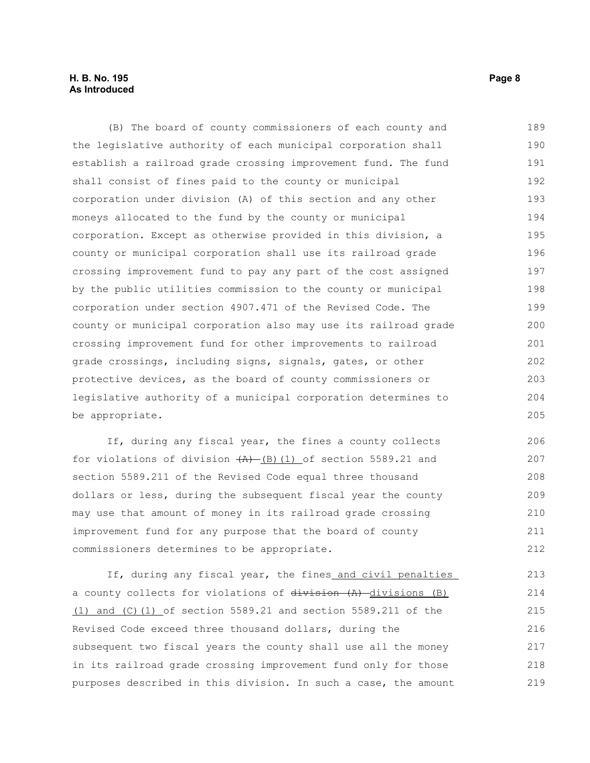(B) The board of county commissioners of each county and the legislative authority of each municipal corporation shall establish a railroad grade crossing improvement fund. The fund shall consist of fines paid to the county or municipal corporation under division (A) of this section and any other moneys allocated to the fund by the county or municipal corporation. Except as otherwise provided in this division, a county or municipal corporation shall use its railroad grade crossing improvement fund to pay any part of the cost assigned by the public utilities commission to the county or municipal corporation under section 4907.471 of the Revised Code. The county or municipal corporation also may use its railroad grade crossing improvement fund for other improvements to railroad grade crossings, including signs, signals, gates, or other protective devices, as the board of county commissioners or legislative authority of a municipal corporation determines to be appropriate.

If, during any fiscal year, the fines a county collects for violations of division ~~(A)~~ (B)(1) of section 5589.21 and section 5589.211 of the Revised Code equal three thousand dollars or less, during the subsequent fiscal year the county may use that amount of money in its railroad grade crossing improvement fund for any purpose that the board of county commissioners determines to be appropriate.

If, during any fiscal year, the fines and civil penalties a county collects for violations of ~~division (A)~~ divisions (B)(1) and (C)(1) of section 5589.21 and section 5589.211 of the Revised Code exceed three thousand dollars, during the subsequent two fiscal years the county shall use all the money in its railroad grade crossing improvement fund only for those purposes described in this division. In such a case, the amount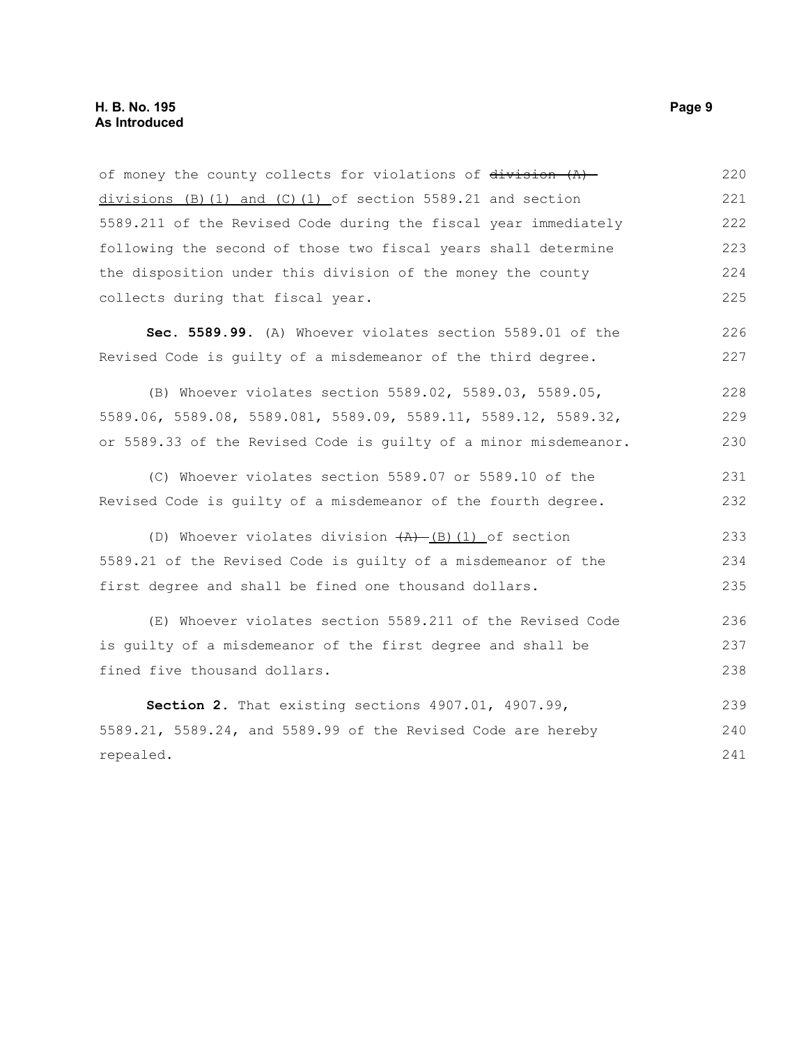of money the county collects for violations of ~~division (A)~~ divisions (B)(1) and (C)(1) of section 5589.21 and section 5589.211 of the Revised Code during the fiscal year immediately following the second of those two fiscal years shall determine the disposition under this division of the money the county collects during that fiscal year.

**Sec. 5589.99.** (A) Whoever violates section 5589.01 of the Revised Code is guilty of a misdemeanor of the third degree.

(B) Whoever violates section 5589.02, 5589.03, 5589.05, 5589.06, 5589.08, 5589.081, 5589.09, 5589.11, 5589.12, 5589.32, or 5589.33 of the Revised Code is guilty of a minor misdemeanor.

(C) Whoever violates section 5589.07 or 5589.10 of the Revised Code is guilty of a misdemeanor of the fourth degree.

(D) Whoever violates division ~~(A)~~ (B)(1) of section 5589.21 of the Revised Code is guilty of a misdemeanor of the first degree and shall be fined one thousand dollars.

(E) Whoever violates section 5589.211 of the Revised Code is guilty of a misdemeanor of the first degree and shall be fined five thousand dollars.

**Section 2.** That existing sections 4907.01, 4907.99, 5589.21, 5589.24, and 5589.99 of the Revised Code are hereby repealed.